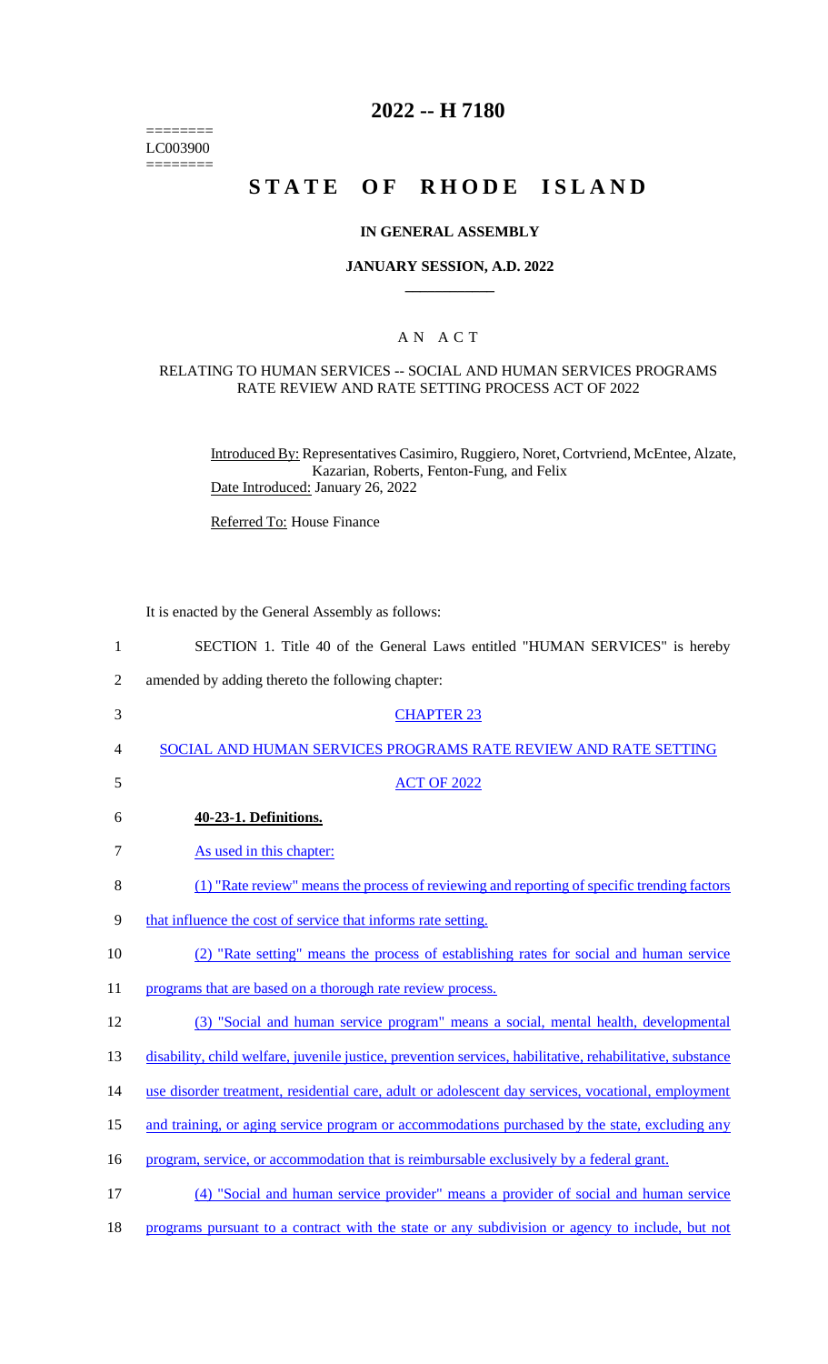========
LC003900
========

# 2022 -- H 7180

# STATE OF RHODE ISLAND

**IN GENERAL ASSEMBLY**

**JANUARY SESSION, A.D. 2022**

A N A C T

RELATING TO HUMAN SERVICES -- SOCIAL AND HUMAN SERVICES PROGRAMS RATE REVIEW AND RATE SETTING PROCESS ACT OF 2022

Introduced By: Representatives Casimiro, Ruggiero, Noret, Cortvriend, McEntee, Alzate, Kazarian, Roberts, Fenton-Fung, and Felix

Date Introduced: January 26, 2022

Referred To: House Finance

It is enacted by the General Assembly as follows:

SECTION 1. Title 40 of the General Laws entitled "HUMAN SERVICES" is hereby amended by adding thereto the following chapter:

CHAPTER 23

SOCIAL AND HUMAN SERVICES PROGRAMS RATE REVIEW AND RATE SETTING ACT OF 2022

**40-23-1. Definitions.**

As used in this chapter:

(1) "Rate review" means the process of reviewing and reporting of specific trending factors that influence the cost of service that informs rate setting.

(2) "Rate setting" means the process of establishing rates for social and human service programs that are based on a thorough rate review process.

(3) "Social and human service program" means a social, mental health, developmental disability, child welfare, juvenile justice, prevention services, habilitative, rehabilitative, substance use disorder treatment, residential care, adult or adolescent day services, vocational, employment and training, or aging service program or accommodations purchased by the state, excluding any program, service, or accommodation that is reimbursable exclusively by a federal grant.

(4) "Social and human service provider" means a provider of social and human service programs pursuant to a contract with the state or any subdivision or agency to include, but not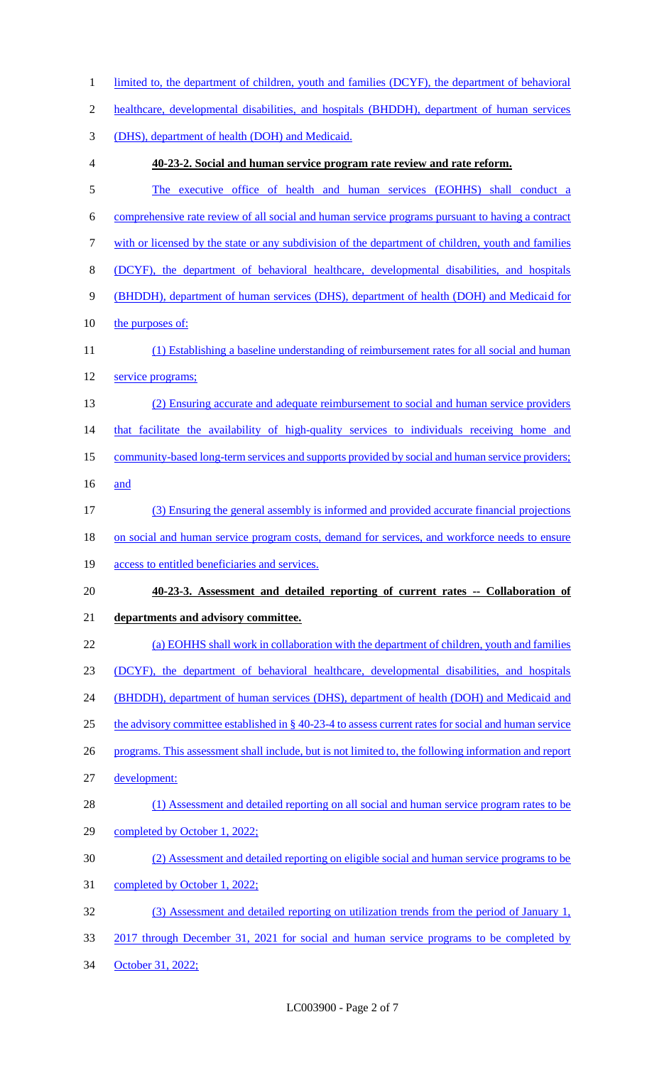limited to, the department of children, youth and families (DCYF), the department of behavioral healthcare, developmental disabilities, and hospitals (BHDDH), department of human services (DHS), department of health (DOH) and Medicaid.

**40-23-2. Social and human service program rate review and rate reform.**

The executive office of health and human services (EOHHS) shall conduct a comprehensive rate review of all social and human service programs pursuant to having a contract with or licensed by the state or any subdivision of the department of children, youth and families (DCYF), the department of behavioral healthcare, developmental disabilities, and hospitals (BHDDH), department of human services (DHS), department of health (DOH) and Medicaid for the purposes of:

(1) Establishing a baseline understanding of reimbursement rates for all social and human service programs;

(2) Ensuring accurate and adequate reimbursement to social and human service providers that facilitate the availability of high-quality services to individuals receiving home and community-based long-term services and supports provided by social and human service providers; and

(3) Ensuring the general assembly is informed and provided accurate financial projections on social and human service program costs, demand for services, and workforce needs to ensure access to entitled beneficiaries and services.

**40-23-3. Assessment and detailed reporting of current rates -- Collaboration of departments and advisory committee.**

(a) EOHHS shall work in collaboration with the department of children, youth and families (DCYF), the department of behavioral healthcare, developmental disabilities, and hospitals (BHDDH), department of human services (DHS), department of health (DOH) and Medicaid and the advisory committee established in § 40-23-4 to assess current rates for social and human service programs. This assessment shall include, but is not limited to, the following information and report development:

(1) Assessment and detailed reporting on all social and human service program rates to be completed by October 1, 2022;

(2) Assessment and detailed reporting on eligible social and human service programs to be completed by October 1, 2022;

(3) Assessment and detailed reporting on utilization trends from the period of January 1, 2017 through December 31, 2021 for social and human service programs to be completed by October 31, 2022;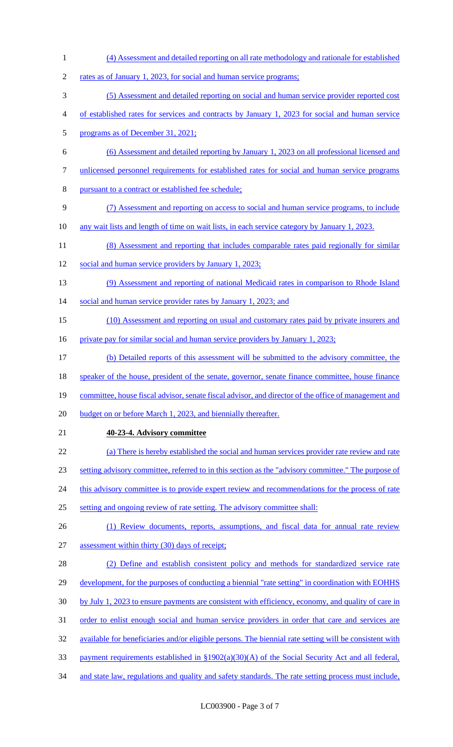(4) Assessment and detailed reporting on all rate methodology and rationale for established rates as of January 1, 2023, for social and human service programs;

(5) Assessment and detailed reporting on social and human service provider reported cost of established rates for services and contracts by January 1, 2023 for social and human service programs as of December 31, 2021;

(6) Assessment and detailed reporting by January 1, 2023 on all professional licensed and unlicensed personnel requirements for established rates for social and human service programs pursuant to a contract or established fee schedule;

(7) Assessment and reporting on access to social and human service programs, to include any wait lists and length of time on wait lists, in each service category by January 1, 2023.

(8) Assessment and reporting that includes comparable rates paid regionally for similar social and human service providers by January 1, 2023;

(9) Assessment and reporting of national Medicaid rates in comparison to Rhode Island social and human service provider rates by January 1, 2023; and

(10) Assessment and reporting on usual and customary rates paid by private insurers and private pay for similar social and human service providers by January 1, 2023;

(b) Detailed reports of this assessment will be submitted to the advisory committee, the speaker of the house, president of the senate, governor, senate finance committee, house finance committee, house fiscal advisor, senate fiscal advisor, and director of the office of management and budget on or before March 1, 2023, and biennially thereafter.

**40-23-4. Advisory committee**

(a) There is hereby established the social and human services provider rate review and rate setting advisory committee, referred to in this section as the "advisory committee." The purpose of this advisory committee is to provide expert review and recommendations for the process of rate setting and ongoing review of rate setting. The advisory committee shall:

(1) Review documents, reports, assumptions, and fiscal data for annual rate review assessment within thirty (30) days of receipt;

(2) Define and establish consistent policy and methods for standardized service rate development, for the purposes of conducting a biennial "rate setting" in coordination with EOHHS by July 1, 2023 to ensure payments are consistent with efficiency, economy, and quality of care in order to enlist enough social and human service providers in order that care and services are available for beneficiaries and/or eligible persons. The biennial rate setting will be consistent with payment requirements established in §1902(a)(30)(A) of the Social Security Act and all federal, and state law, regulations and quality and safety standards. The rate setting process must include,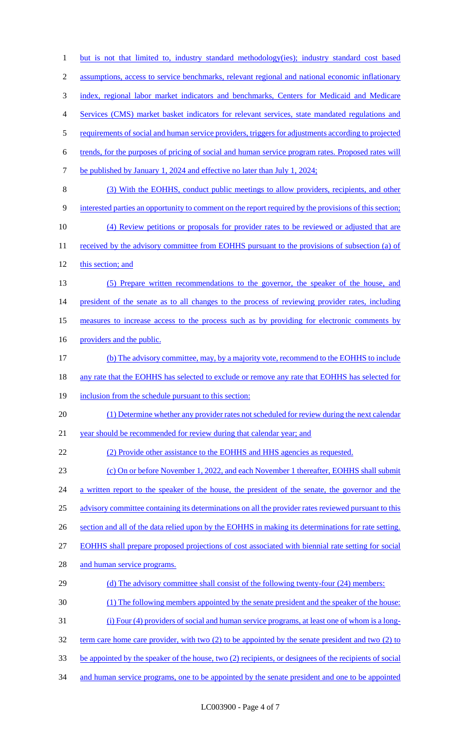but is not that limited to, industry standard methodology(ies); industry standard cost based assumptions, access to service benchmarks, relevant regional and national economic inflationary index, regional labor market indicators and benchmarks, Centers for Medicaid and Medicare Services (CMS) market basket indicators for relevant services, state mandated regulations and requirements of social and human service providers, triggers for adjustments according to projected trends, for the purposes of pricing of social and human service program rates. Proposed rates will be published by January 1, 2024 and effective no later than July 1, 2024;

(3) With the EOHHS, conduct public meetings to allow providers, recipients, and other interested parties an opportunity to comment on the report required by the provisions of this section;

(4) Review petitions or proposals for provider rates to be reviewed or adjusted that are received by the advisory committee from EOHHS pursuant to the provisions of subsection (a) of this section; and

(5) Prepare written recommendations to the governor, the speaker of the house, and president of the senate as to all changes to the process of reviewing provider rates, including measures to increase access to the process such as by providing for electronic comments by providers and the public.

(b) The advisory committee, may, by a majority vote, recommend to the EOHHS to include any rate that the EOHHS has selected to exclude or remove any rate that EOHHS has selected for inclusion from the schedule pursuant to this section:

(1) Determine whether any provider rates not scheduled for review during the next calendar year should be recommended for review during that calendar year; and

(2) Provide other assistance to the EOHHS and HHS agencies as requested.

(c) On or before November 1, 2022, and each November 1 thereafter, EOHHS shall submit a written report to the speaker of the house, the president of the senate, the governor and the advisory committee containing its determinations on all the provider rates reviewed pursuant to this section and all of the data relied upon by the EOHHS in making its determinations for rate setting. EOHHS shall prepare proposed projections of cost associated with biennial rate setting for social and human service programs.

(d) The advisory committee shall consist of the following twenty-four (24) members:

(1) The following members appointed by the senate president and the speaker of the house:

(i) Four (4) providers of social and human service programs, at least one of whom is a long-term care home care provider, with two (2) to be appointed by the senate president and two (2) to be appointed by the speaker of the house, two (2) recipients, or designees of the recipients of social and human service programs, one to be appointed by the senate president and one to be appointed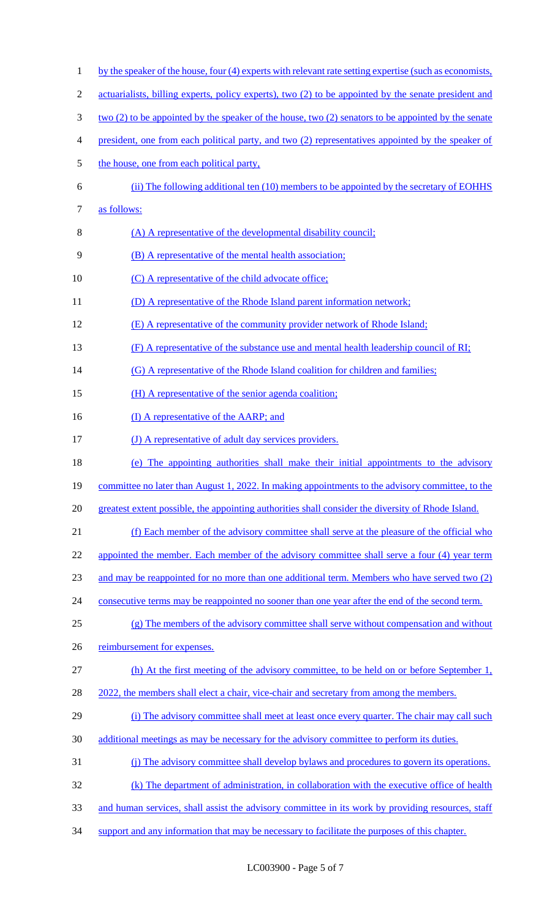by the speaker of the house, four (4) experts with relevant rate setting expertise (such as economists, actuarialists, billing experts, policy experts), two (2) to be appointed by the senate president and two (2) to be appointed by the speaker of the house, two (2) senators to be appointed by the senate president, one from each political party, and two (2) representatives appointed by the speaker of the house, one from each political party,

(ii) The following additional ten (10) members to be appointed by the secretary of EOHHS as follows:

(A) A representative of the developmental disability council;

(B) A representative of the mental health association;

(C) A representative of the child advocate office;

(D) A representative of the Rhode Island parent information network;

(E) A representative of the community provider network of Rhode Island;

(F) A representative of the substance use and mental health leadership council of RI;

(G) A representative of the Rhode Island coalition for children and families;

(H) A representative of the senior agenda coalition;

(I) A representative of the AARP; and

(J) A representative of adult day services providers.

(e) The appointing authorities shall make their initial appointments to the advisory committee no later than August 1, 2022. In making appointments to the advisory committee, to the greatest extent possible, the appointing authorities shall consider the diversity of Rhode Island.

(f) Each member of the advisory committee shall serve at the pleasure of the official who appointed the member. Each member of the advisory committee shall serve a four (4) year term and may be reappointed for no more than one additional term. Members who have served two (2) consecutive terms may be reappointed no sooner than one year after the end of the second term.

(g) The members of the advisory committee shall serve without compensation and without reimbursement for expenses.

(h) At the first meeting of the advisory committee, to be held on or before September 1, 2022, the members shall elect a chair, vice-chair and secretary from among the members.

(i) The advisory committee shall meet at least once every quarter. The chair may call such additional meetings as may be necessary for the advisory committee to perform its duties.

(j) The advisory committee shall develop bylaws and procedures to govern its operations.

(k) The department of administration, in collaboration with the executive office of health and human services, shall assist the advisory committee in its work by providing resources, staff support and any information that may be necessary to facilitate the purposes of this chapter.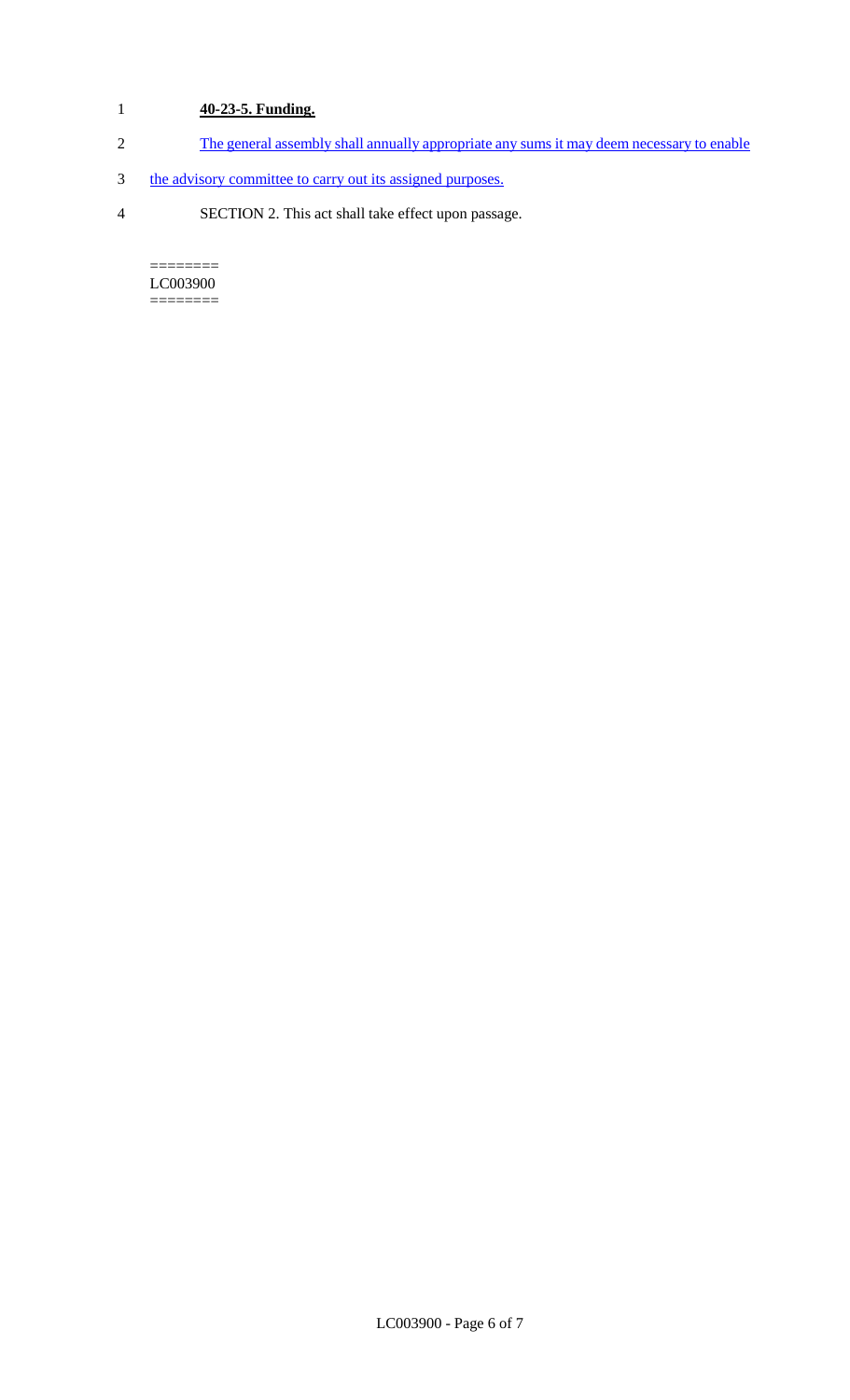**40-23-5. Funding.**

The general assembly shall annually appropriate any sums it may deem necessary to enable the advisory committee to carry out its assigned purposes.

SECTION 2. This act shall take effect upon passage.

========
LC003900
========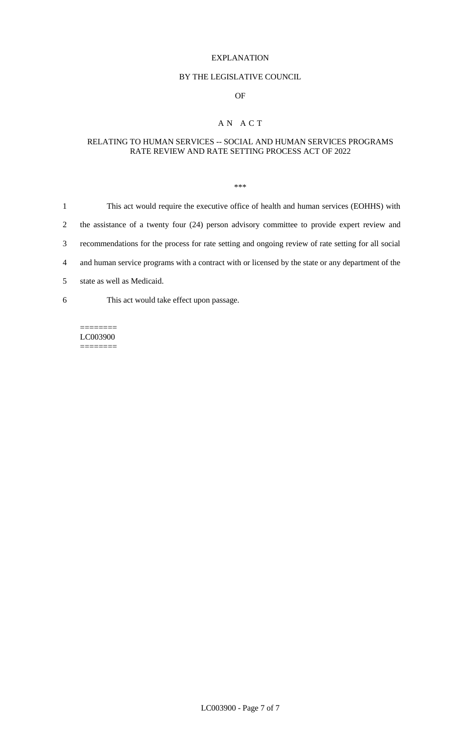EXPLANATION

BY THE LEGISLATIVE COUNCIL

OF

A N A C T

RELATING TO HUMAN SERVICES -- SOCIAL AND HUMAN SERVICES PROGRAMS RATE REVIEW AND RATE SETTING PROCESS ACT OF 2022

\*\*\*

1 This act would require the executive office of health and human services (EOHHS) with
2 the assistance of a twenty four (24) person advisory committee to provide expert review and
3 recommendations for the process for rate setting and ongoing review of rate setting for all social
4 and human service programs with a contract with or licensed by the state or any department of the
5 state as well as Medicaid.
6 This act would take effect upon passage.

========
LC003900
========